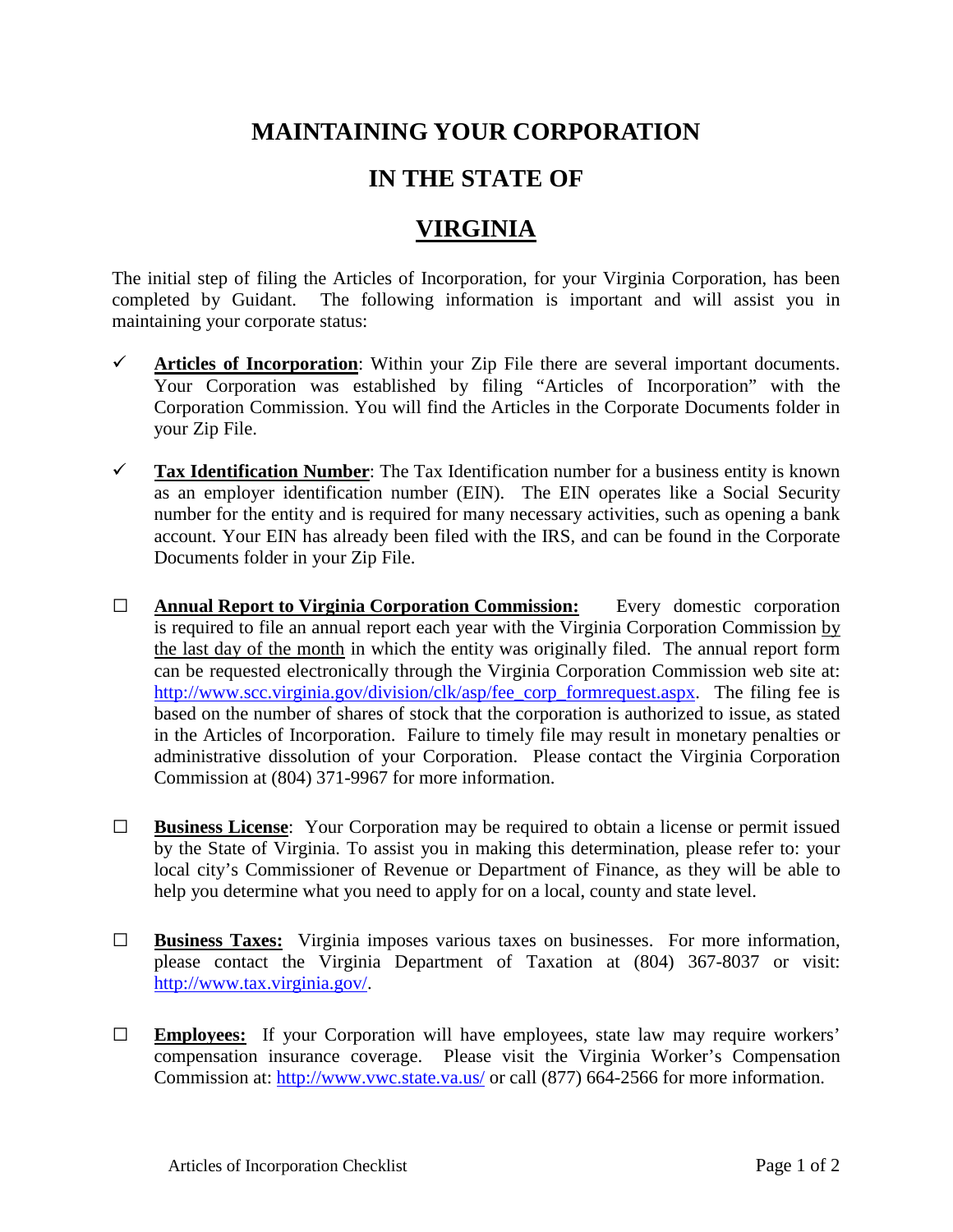# MAINTAINING YOUR CORPORATION

# IN THE STATE OF

# VIRGINIA

The initial step of filing the Articles of Incorporation, for your Virginia Corporation, has been completed by Guidant. The following information is important and will assist you in maintaining your corporate status:

- ✓ **Articles of Incorporation**: Within your Zip File there are several important documents. Your Corporation was established by filing "Articles of Incorporation" with the Corporation Commission. You will find the Articles in the Corporate Documents folder in your Zip File.

- ✓ **Tax Identification Number**: The Tax Identification number for a business entity is known as an employer identification number (EIN). The EIN operates like a Social Security number for the entity and is required for many necessary activities, such as opening a bank account. Your EIN has already been filed with the IRS, and can be found in the Corporate Documents folder in your Zip File.

- ☐ **Annual Report to Virginia Corporation Commission:** Every domestic corporation is required to file an annual report each year with the Virginia Corporation Commission by the last day of the month in which the entity was originally filed. The annual report form can be requested electronically through the Virginia Corporation Commission web site at: http://www.scc.virginia.gov/division/clk/asp/fee_corp_formrequest.aspx. The filing fee is based on the number of shares of stock that the corporation is authorized to issue, as stated in the Articles of Incorporation. Failure to timely file may result in monetary penalties or administrative dissolution of your Corporation. Please contact the Virginia Corporation Commission at (804) 371-9967 for more information.

- ☐ **Business License**: Your Corporation may be required to obtain a license or permit issued by the State of Virginia. To assist you in making this determination, please refer to: your local city's Commissioner of Revenue or Department of Finance, as they will be able to help you determine what you need to apply for on a local, county and state level.

- ☐ **Business Taxes:** Virginia imposes various taxes on businesses. For more information, please contact the Virginia Department of Taxation at (804) 367-8037 or visit: http://www.tax.virginia.gov/.

- ☐ **Employees:** If your Corporation will have employees, state law may require workers' compensation insurance coverage. Please visit the Virginia Worker's Compensation Commission at: http://www.vwc.state.va.us/ or call (877) 664-2566 for more information.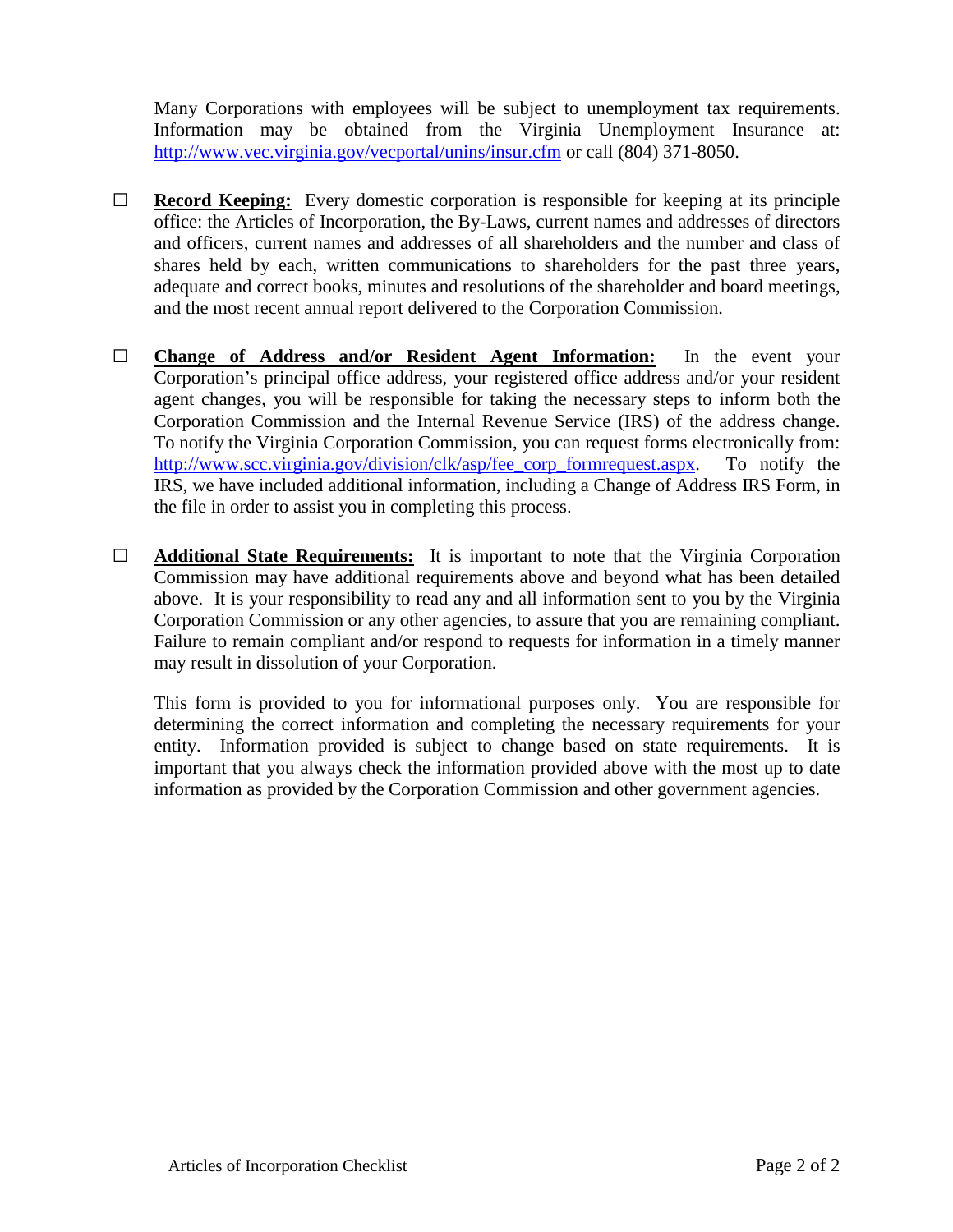Many Corporations with employees will be subject to unemployment tax requirements. Information may be obtained from the Virginia Unemployment Insurance at: http://www.vec.virginia.gov/vecportal/unins/insur.cfm or call (804) 371-8050.

☐ **Record Keeping:** Every domestic corporation is responsible for keeping at its principle office: the Articles of Incorporation, the By-Laws, current names and addresses of directors and officers, current names and addresses of all shareholders and the number and class of shares held by each, written communications to shareholders for the past three years, adequate and correct books, minutes and resolutions of the shareholder and board meetings, and the most recent annual report delivered to the Corporation Commission.

☐ **Change of Address and/or Resident Agent Information:** In the event your Corporation's principal office address, your registered office address and/or your resident agent changes, you will be responsible for taking the necessary steps to inform both the Corporation Commission and the Internal Revenue Service (IRS) of the address change. To notify the Virginia Corporation Commission, you can request forms electronically from: http://www.scc.virginia.gov/division/clk/asp/fee_corp_formrequest.aspx. To notify the IRS, we have included additional information, including a Change of Address IRS Form, in the file in order to assist you in completing this process.

☐ **Additional State Requirements:** It is important to note that the Virginia Corporation Commission may have additional requirements above and beyond what has been detailed above. It is your responsibility to read any and all information sent to you by the Virginia Corporation Commission or any other agencies, to assure that you are remaining compliant. Failure to remain compliant and/or respond to requests for information in a timely manner may result in dissolution of your Corporation.

This form is provided to you for informational purposes only. You are responsible for determining the correct information and completing the necessary requirements for your entity. Information provided is subject to change based on state requirements. It is important that you always check the information provided above with the most up to date information as provided by the Corporation Commission and other government agencies.